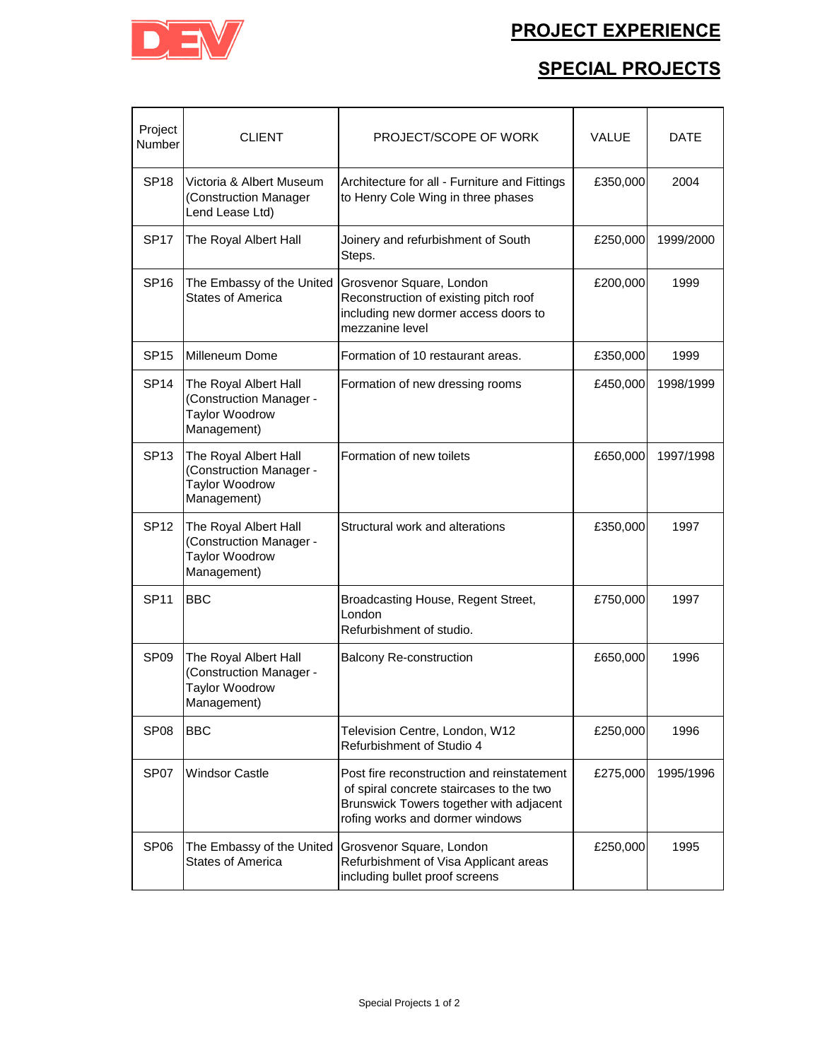DEV

# PROJECT EXPERIENCE

## SPECIAL PROJECTS

| Project Number | CLIENT | PROJECT/SCOPE OF WORK | VALUE | DATE |
|---|---|---|---|---|
| SP18 | Victoria & Albert Museum (Construction Manager Lend Lease Ltd) | Architecture for all - Furniture and Fittings to Henry Cole Wing in three phases | £350,000 | 2004 |
| SP17 | The Royal Albert Hall | Joinery and refurbishment of South Steps. | £250,000 | 1999/2000 |
| SP16 | The Embassy of the United States of America | Grosvenor Square, London Reconstruction of existing pitch roof including new dormer access doors to mezzanine level | £200,000 | 1999 |
| SP15 | Milleneum Dome | Formation of 10 restaurant areas. | £350,000 | 1999 |
| SP14 | The Royal Albert Hall (Construction Manager - Taylor Woodrow Management) | Formation of new dressing rooms | £450,000 | 1998/1999 |
| SP13 | The Royal Albert Hall (Construction Manager - Taylor Woodrow Management) | Formation of new toilets | £650,000 | 1997/1998 |
| SP12 | The Royal Albert Hall (Construction Manager - Taylor Woodrow Management) | Structural work and alterations | £350,000 | 1997 |
| SP11 | BBC | Broadcasting House, Regent Street, London Refurbishment of studio. | £750,000 | 1997 |
| SP09 | The Royal Albert Hall (Construction Manager - Taylor Woodrow Management) | Balcony Re-construction | £650,000 | 1996 |
| SP08 | BBC | Television Centre, London, W12 Refurbishment of Studio 4 | £250,000 | 1996 |
| SP07 | Windsor Castle | Post fire reconstruction and reinstatement of spiral concrete staircases to the two Brunswick Towers together with adjacent rofing works and dormer windows | £275,000 | 1995/1996 |
| SP06 | The Embassy of the United States of America | Grosvenor Square, London Refurbishment of Visa Applicant areas including bullet proof screens | £250,000 | 1995 |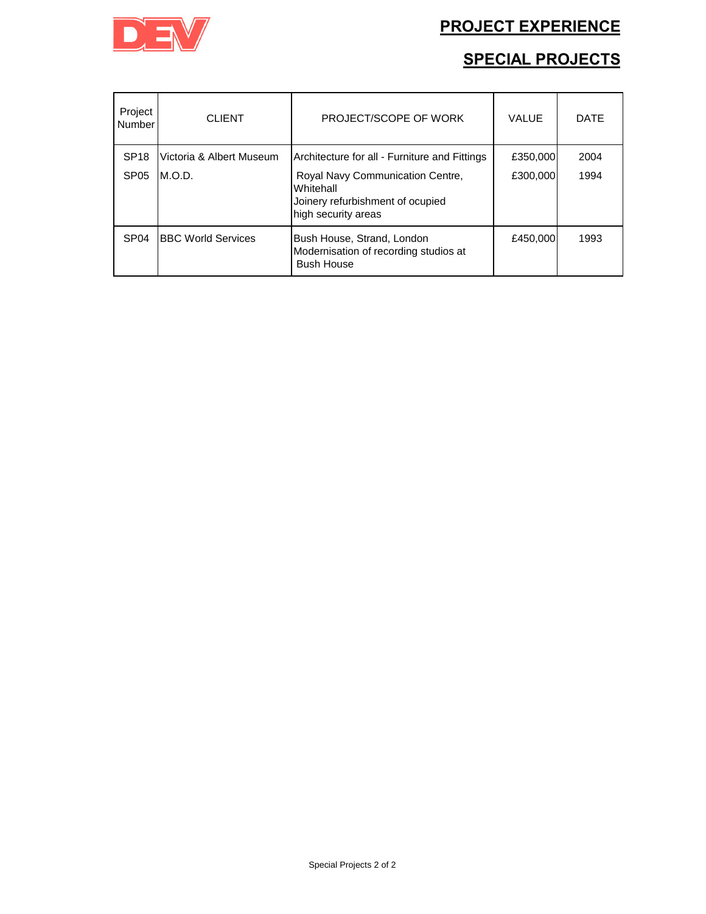DEV

# PROJECT EXPERIENCE

## SPECIAL PROJECTS

| Project Number | CLIENT | PROJECT/SCOPE OF WORK | VALUE | DATE |
|---|---|---|---|---|
| SP18 | Victoria & Albert Museum | Architecture for all - Furniture and Fittings | £350,000 | 2004 |
| SP05 | M.O.D. | Royal Navy Communication Centre, Whitehall<br>Joinery refurbishment of ocupied high security areas | £300,000 | 1994 |
| SP04 | BBC World Services | Bush House, Strand, London<br>Modernisation of recording studios at Bush House | £450,000 | 1993 |